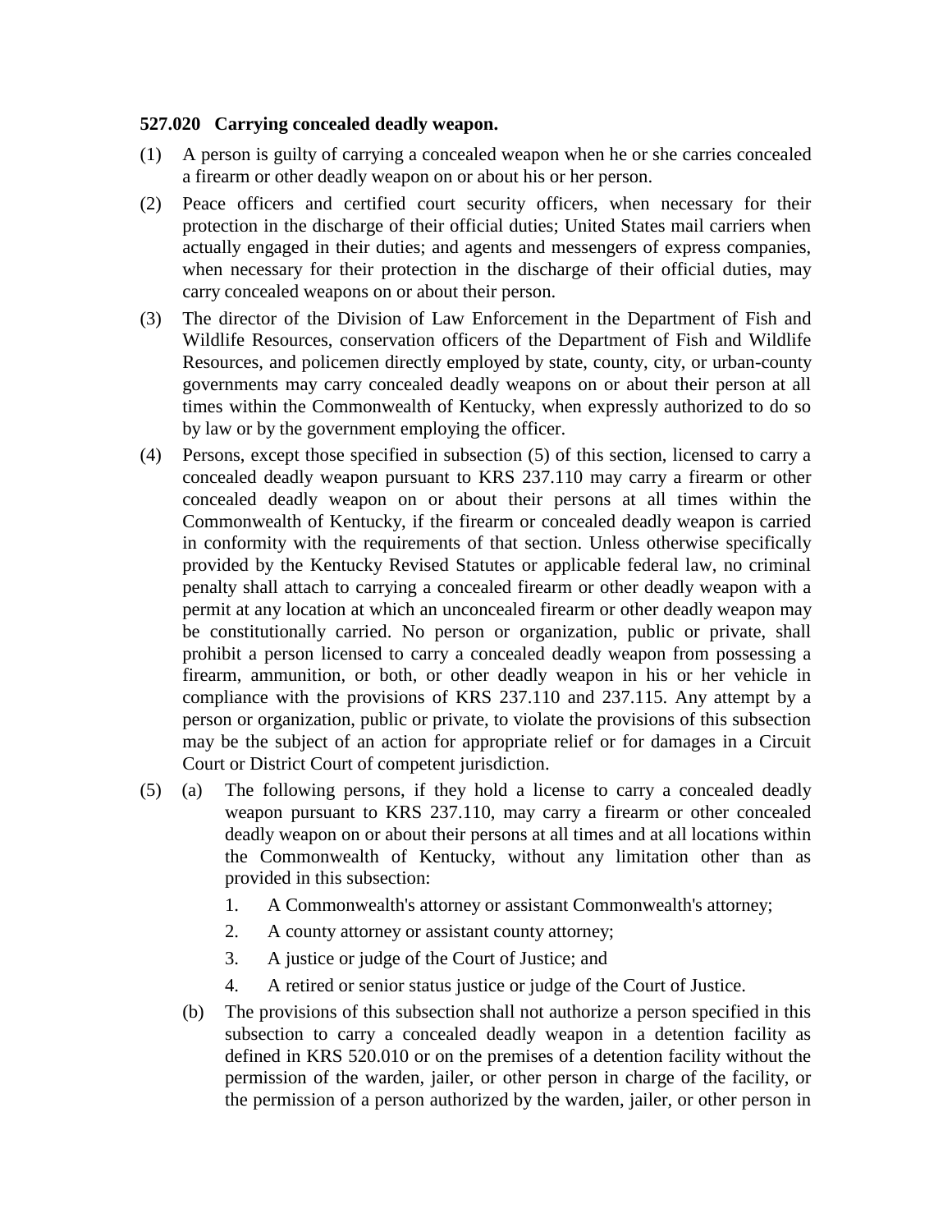**527.020 Carrying concealed deadly weapon.**

(1) A person is guilty of carrying a concealed weapon when he or she carries concealed a firearm or other deadly weapon on or about his or her person.

(2) Peace officers and certified court security officers, when necessary for their protection in the discharge of their official duties; United States mail carriers when actually engaged in their duties; and agents and messengers of express companies, when necessary for their protection in the discharge of their official duties, may carry concealed weapons on or about their person.

(3) The director of the Division of Law Enforcement in the Department of Fish and Wildlife Resources, conservation officers of the Department of Fish and Wildlife Resources, and policemen directly employed by state, county, city, or urban-county governments may carry concealed deadly weapons on or about their person at all times within the Commonwealth of Kentucky, when expressly authorized to do so by law or by the government employing the officer.

(4) Persons, except those specified in subsection (5) of this section, licensed to carry a concealed deadly weapon pursuant to KRS 237.110 may carry a firearm or other concealed deadly weapon on or about their persons at all times within the Commonwealth of Kentucky, if the firearm or concealed deadly weapon is carried in conformity with the requirements of that section. Unless otherwise specifically provided by the Kentucky Revised Statutes or applicable federal law, no criminal penalty shall attach to carrying a concealed firearm or other deadly weapon with a permit at any location at which an unconcealed firearm or other deadly weapon may be constitutionally carried. No person or organization, public or private, shall prohibit a person licensed to carry a concealed deadly weapon from possessing a firearm, ammunition, or both, or other deadly weapon in his or her vehicle in compliance with the provisions of KRS 237.110 and 237.115. Any attempt by a person or organization, public or private, to violate the provisions of this subsection may be the subject of an action for appropriate relief or for damages in a Circuit Court or District Court of competent jurisdiction.

(5) (a) The following persons, if they hold a license to carry a concealed deadly weapon pursuant to KRS 237.110, may carry a firearm or other concealed deadly weapon on or about their persons at all times and at all locations within the Commonwealth of Kentucky, without any limitation other than as provided in this subsection:

1. A Commonwealth's attorney or assistant Commonwealth's attorney;
2. A county attorney or assistant county attorney;
3. A justice or judge of the Court of Justice; and
4. A retired or senior status justice or judge of the Court of Justice.

(b) The provisions of this subsection shall not authorize a person specified in this subsection to carry a concealed deadly weapon in a detention facility as defined in KRS 520.010 or on the premises of a detention facility without the permission of the warden, jailer, or other person in charge of the facility, or the permission of a person authorized by the warden, jailer, or other person in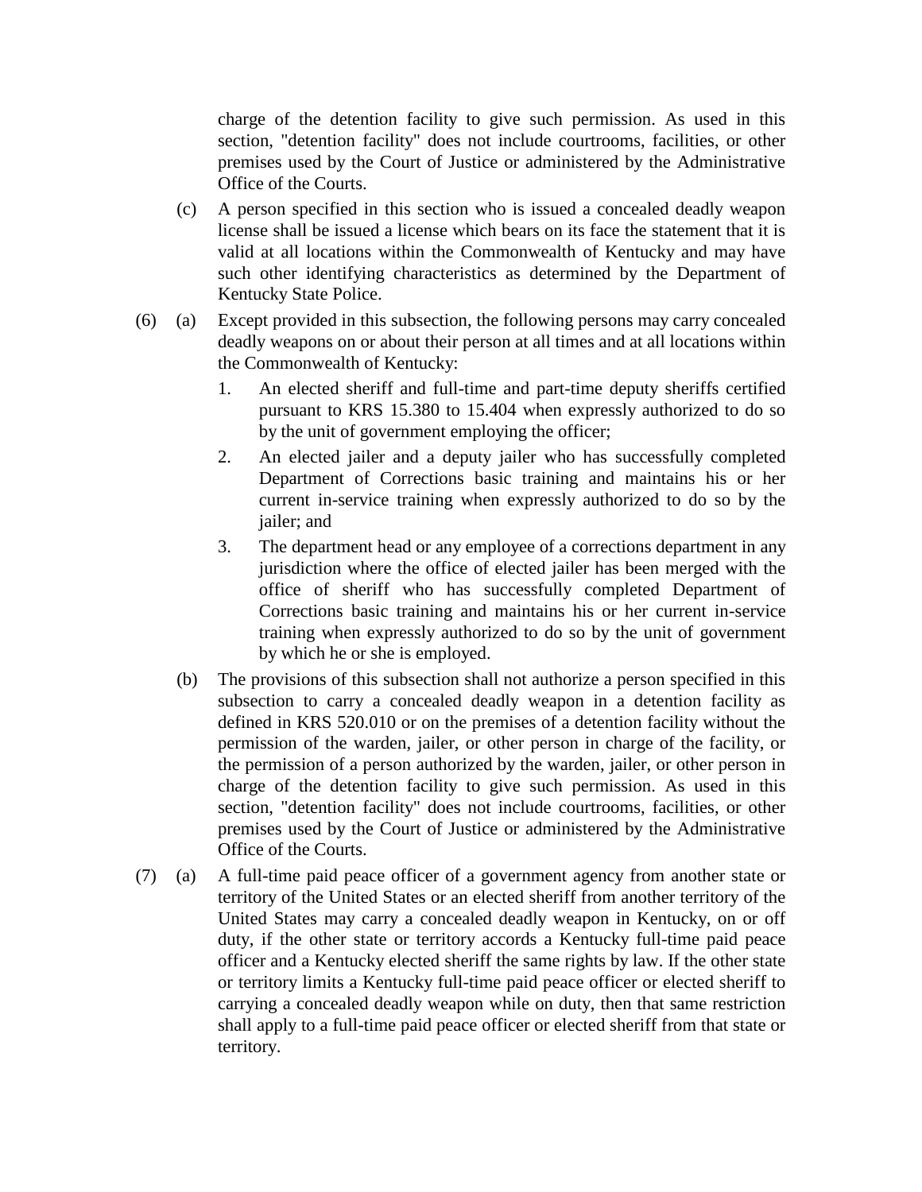charge of the detention facility to give such permission. As used in this section, "detention facility" does not include courtrooms, facilities, or other premises used by the Court of Justice or administered by the Administrative Office of the Courts.

(c) A person specified in this section who is issued a concealed deadly weapon license shall be issued a license which bears on its face the statement that it is valid at all locations within the Commonwealth of Kentucky and may have such other identifying characteristics as determined by the Department of Kentucky State Police.

(6) (a) Except provided in this subsection, the following persons may carry concealed deadly weapons on or about their person at all times and at all locations within the Commonwealth of Kentucky:

1. An elected sheriff and full-time and part-time deputy sheriffs certified pursuant to KRS 15.380 to 15.404 when expressly authorized to do so by the unit of government employing the officer;
2. An elected jailer and a deputy jailer who has successfully completed Department of Corrections basic training and maintains his or her current in-service training when expressly authorized to do so by the jailer; and
3. The department head or any employee of a corrections department in any jurisdiction where the office of elected jailer has been merged with the office of sheriff who has successfully completed Department of Corrections basic training and maintains his or her current in-service training when expressly authorized to do so by the unit of government by which he or she is employed.

(b) The provisions of this subsection shall not authorize a person specified in this subsection to carry a concealed deadly weapon in a detention facility as defined in KRS 520.010 or on the premises of a detention facility without the permission of the warden, jailer, or other person in charge of the facility, or the permission of a person authorized by the warden, jailer, or other person in charge of the detention facility to give such permission. As used in this section, "detention facility" does not include courtrooms, facilities, or other premises used by the Court of Justice or administered by the Administrative Office of the Courts.

(7) (a) A full-time paid peace officer of a government agency from another state or territory of the United States or an elected sheriff from another territory of the United States may carry a concealed deadly weapon in Kentucky, on or off duty, if the other state or territory accords a Kentucky full-time paid peace officer and a Kentucky elected sheriff the same rights by law. If the other state or territory limits a Kentucky full-time paid peace officer or elected sheriff to carrying a concealed deadly weapon while on duty, then that same restriction shall apply to a full-time paid peace officer or elected sheriff from that state or territory.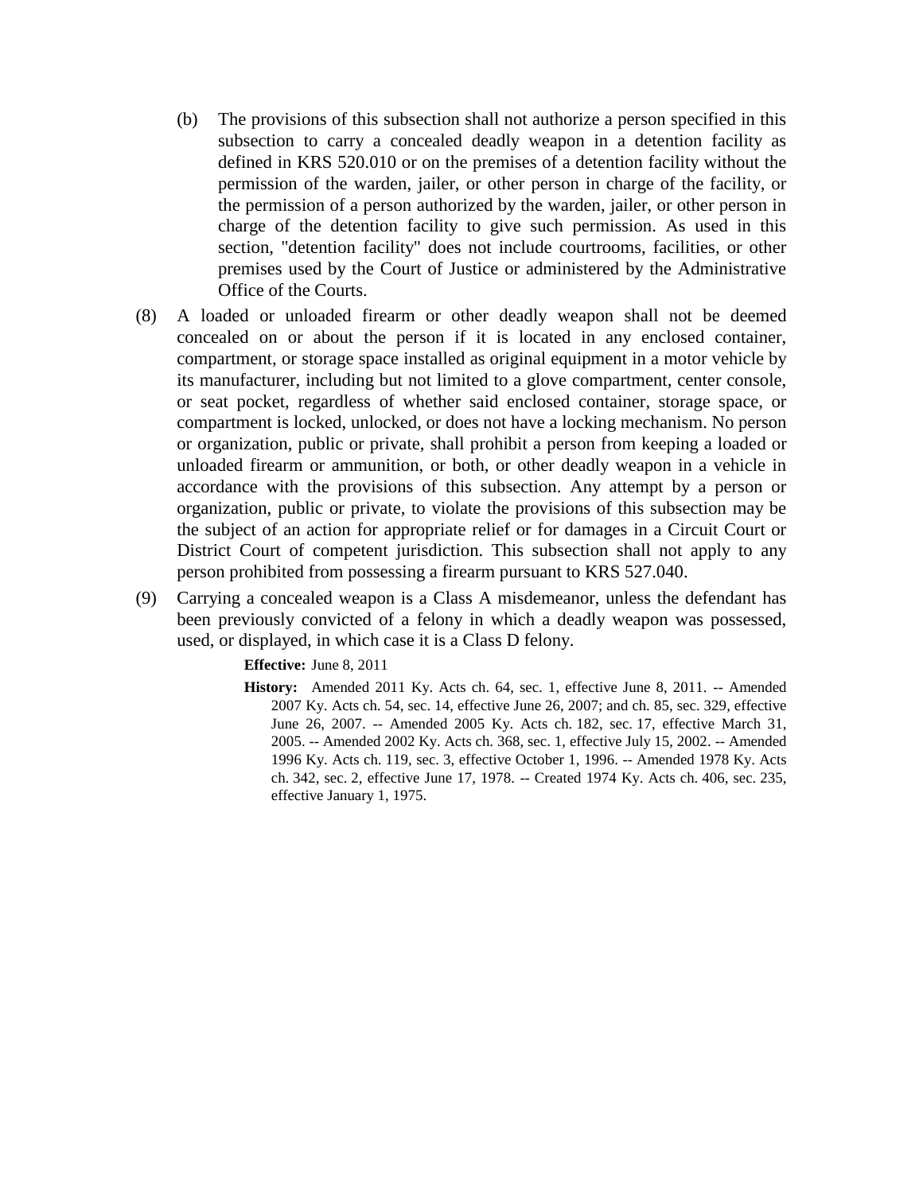(b) The provisions of this subsection shall not authorize a person specified in this subsection to carry a concealed deadly weapon in a detention facility as defined in KRS 520.010 or on the premises of a detention facility without the permission of the warden, jailer, or other person in charge of the facility, or the permission of a person authorized by the warden, jailer, or other person in charge of the detention facility to give such permission. As used in this section, "detention facility" does not include courtrooms, facilities, or other premises used by the Court of Justice or administered by the Administrative Office of the Courts.

(8) A loaded or unloaded firearm or other deadly weapon shall not be deemed concealed on or about the person if it is located in any enclosed container, compartment, or storage space installed as original equipment in a motor vehicle by its manufacturer, including but not limited to a glove compartment, center console, or seat pocket, regardless of whether said enclosed container, storage space, or compartment is locked, unlocked, or does not have a locking mechanism. No person or organization, public or private, shall prohibit a person from keeping a loaded or unloaded firearm or ammunition, or both, or other deadly weapon in a vehicle in accordance with the provisions of this subsection. Any attempt by a person or organization, public or private, to violate the provisions of this subsection may be the subject of an action for appropriate relief or for damages in a Circuit Court or District Court of competent jurisdiction. This subsection shall not apply to any person prohibited from possessing a firearm pursuant to KRS 527.040.

(9) Carrying a concealed weapon is a Class A misdemeanor, unless the defendant has been previously convicted of a felony in which a deadly weapon was possessed, used, or displayed, in which case it is a Class D felony.

**Effective:** June 8, 2011

**History:** Amended 2011 Ky. Acts ch. 64, sec. 1, effective June 8, 2011. -- Amended 2007 Ky. Acts ch. 54, sec. 14, effective June 26, 2007; and ch. 85, sec. 329, effective June 26, 2007. -- Amended 2005 Ky. Acts ch. 182, sec. 17, effective March 31, 2005. -- Amended 2002 Ky. Acts ch. 368, sec. 1, effective July 15, 2002. -- Amended 1996 Ky. Acts ch. 119, sec. 3, effective October 1, 1996. -- Amended 1978 Ky. Acts ch. 342, sec. 2, effective June 17, 1978. -- Created 1974 Ky. Acts ch. 406, sec. 235, effective January 1, 1975.